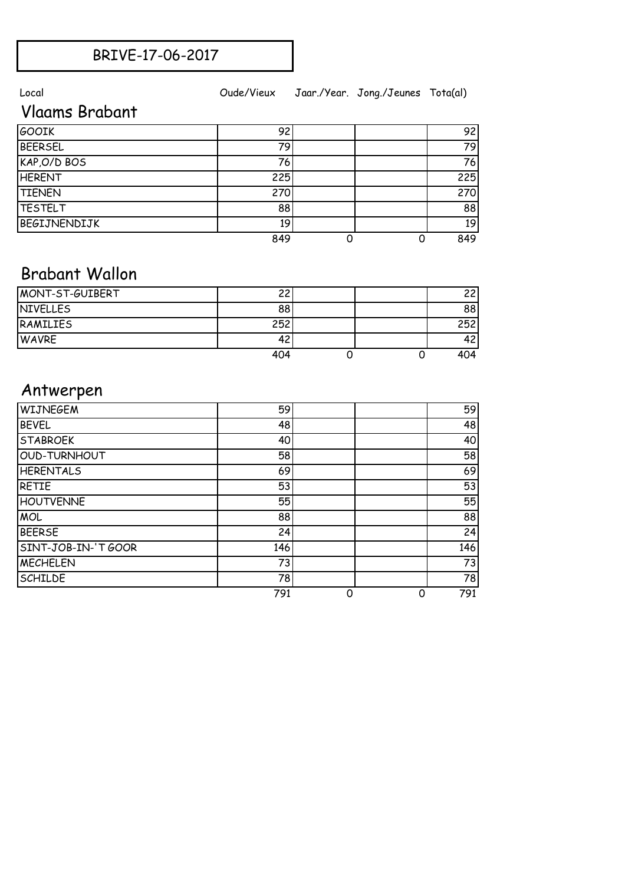# BRIVE-17-06-2017

## Vlaams Brabant

| Local | Oude/Vieux | Jaar./Year. | Jong./Jeunes | Tota(al) |
|---|---|---|---|---|
| GOOIK | 92 | | | 92 |
| BEERSEL | 79 | | | 79 |
| KAP,O/D BOS | 76 | | | 76 |
| HERENT | 225 | | | 225 |
| TIENEN | 270 | | | 270 |
| TESTELT | 88 | | | 88 |
| BEGIJNENDIJK | 19 | | | 19 |
| | 849 | 0 | 0 | 849 |

## Brabant Wallon

| Local | Oude/Vieux | Jaar./Year. | Jong./Jeunes | Tota(al) |
|---|---|---|---|---|
| MONT-ST-GUIBERT | 22 | | | 22 |
| NIVELLES | 88 | | | 88 |
| RAMILIES | 252 | | | 252 |
| WAVRE | 42 | | | 42 |
| | 404 | 0 | 0 | 404 |

## Antwerpen

| Local | Oude/Vieux | Jaar./Year. | Jong./Jeunes | Tota(al) |
|---|---|---|---|---|
| WIJNEGEM | 59 | | | 59 |
| BEVEL | 48 | | | 48 |
| STABROEK | 40 | | | 40 |
| OUD-TURNHOUT | 58 | | | 58 |
| HERENTALS | 69 | | | 69 |
| RETIE | 53 | | | 53 |
| HOUTVENNE | 55 | | | 55 |
| MOL | 88 | | | 88 |
| BEERSE | 24 | | | 24 |
| SINT-JOB-IN-'T GOOR | 146 | | | 146 |
| MECHELEN | 73 | | | 73 |
| SCHILDE | 78 | | | 78 |
| | 791 | 0 | 0 | 791 |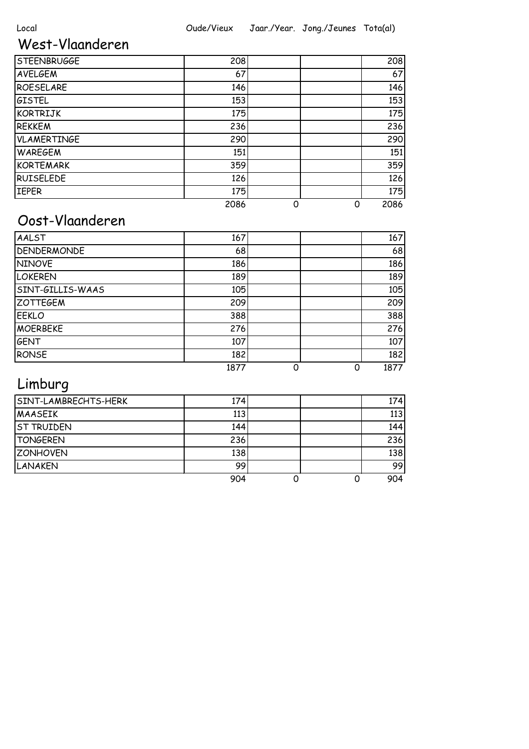| Local | Oude/Vieux | Jaar./Year. | Jong./Jeunes | Tota(al) |
|---|---|---|---|---|

## West-Vlaanderen

| Local | Oude/Vieux | Jaar./Year. | Jong./Jeunes | Tota(al) |
|---|---|---|---|---|
| STEENBRUGGE | 208 | | | 208 |
| AVELGEM | 67 | | | 67 |
| ROESELARE | 146 | | | 146 |
| GISTEL | 153 | | | 153 |
| KORTRIJK | 175 | | | 175 |
| REKKEM | 236 | | | 236 |
| VLAMERTINGE | 290 | | | 290 |
| WAREGEM | 151 | | | 151 |
| KORTEMARK | 359 | | | 359 |
| RUISELEDE | 126 | | | 126 |
| IEPER | 175 | | | 175 |
| | 2086 | 0 | 0 | 2086 |

## Oost-Vlaanderen

| Local | Oude/Vieux | Jaar./Year. | Jong./Jeunes | Tota(al) |
|---|---|---|---|---|
| AALST | 167 | | | 167 |
| DENDERMONDE | 68 | | | 68 |
| NINOVE | 186 | | | 186 |
| LOKEREN | 189 | | | 189 |
| SINT-GILLIS-WAAS | 105 | | | 105 |
| ZOTTEGEM | 209 | | | 209 |
| EEKLO | 388 | | | 388 |
| MOERBEKE | 276 | | | 276 |
| GENT | 107 | | | 107 |
| RONSE | 182 | | | 182 |
| | 1877 | 0 | 0 | 1877 |

## Limburg

| Local | Oude/Vieux | Jaar./Year. | Jong./Jeunes | Tota(al) |
|---|---|---|---|---|
| SINT-LAMBRECHTS-HERK | 174 | | | 174 |
| MAASEIK | 113 | | | 113 |
| ST TRUIDEN | 144 | | | 144 |
| TONGEREN | 236 | | | 236 |
| ZONHOVEN | 138 | | | 138 |
| LANAKEN | 99 | | | 99 |
| | 904 | 0 | 0 | 904 |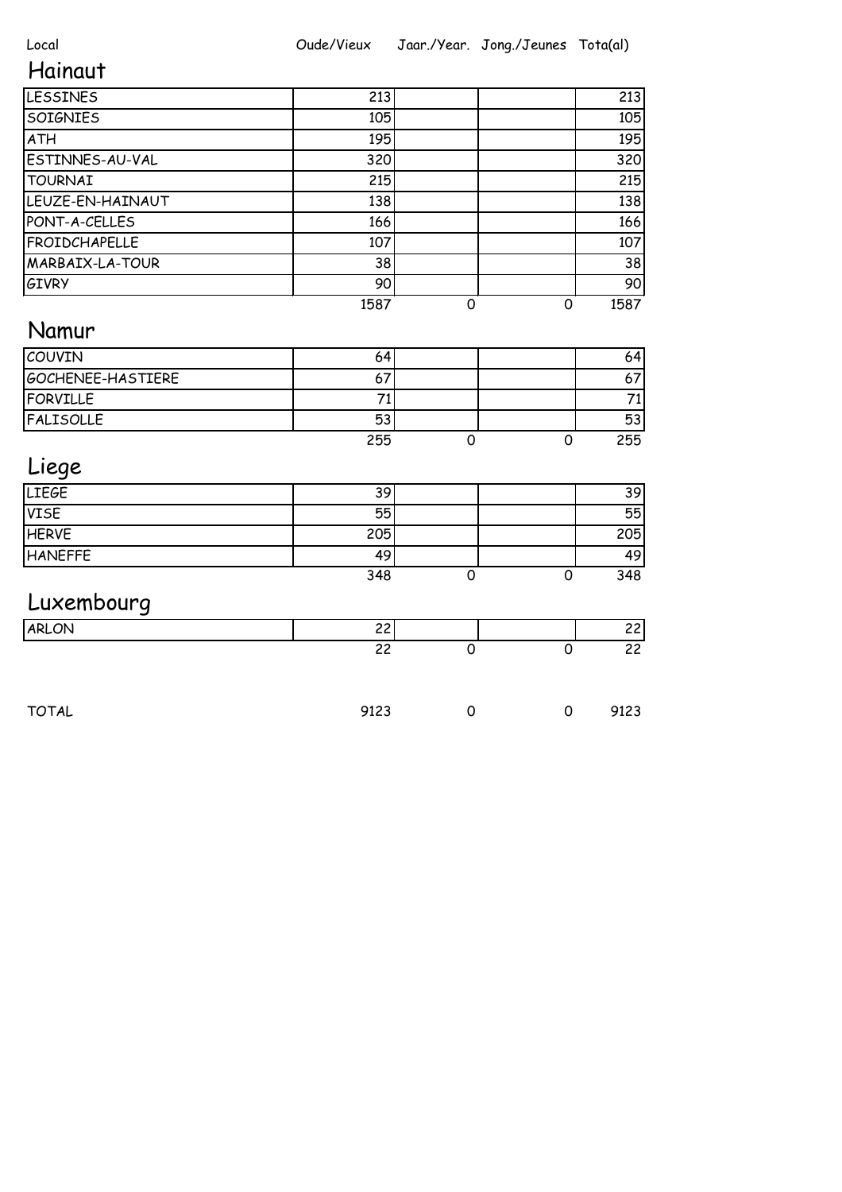| Local | Oude/Vieux | Jaar./Year. | Jong./Jeunes | Tota(al) |
|---|---|---|---|---|

## Hainaut

| Local | Oude/Vieux | Jaar./Year. | Jong./Jeunes | Tota(al) |
|---|---|---|---|---|
| LESSINES | 213 | | | 213 |
| SOIGNIES | 105 | | | 105 |
| ATH | 195 | | | 195 |
| ESTINNES-AU-VAL | 320 | | | 320 |
| TOURNAI | 215 | | | 215 |
| LEUZE-EN-HAINAUT | 138 | | | 138 |
| PONT-A-CELLES | 166 | | | 166 |
| FROIDCHAPELLE | 107 | | | 107 |
| MARBAIX-LA-TOUR | 38 | | | 38 |
| GIVRY | 90 | | | 90 |
| | 1587 | 0 | 0 | 1587 |

## Namur

| Local | Oude/Vieux | Jaar./Year. | Jong./Jeunes | Tota(al) |
|---|---|---|---|---|
| COUVIN | 64 | | | 64 |
| GOCHENEE-HASTIERE | 67 | | | 67 |
| FORVILLE | 71 | | | 71 |
| FALISOLLE | 53 | | | 53 |
| | 255 | 0 | 0 | 255 |

## Liege

| Local | Oude/Vieux | Jaar./Year. | Jong./Jeunes | Tota(al) |
|---|---|---|---|---|
| LIEGE | 39 | | | 39 |
| VISE | 55 | | | 55 |
| HERVE | 205 | | | 205 |
| HANEFFE | 49 | | | 49 |
| | 348 | 0 | 0 | 348 |

## Luxembourg

| Local | Oude/Vieux | Jaar./Year. | Jong./Jeunes | Tota(al) |
|---|---|---|---|---|
| ARLON | 22 | | | 22 |
| | 22 | 0 | 0 | 22 |

| | | | | |
|---|---|---|---|---|
| TOTAL | 9123 | 0 | 0 | 9123 |